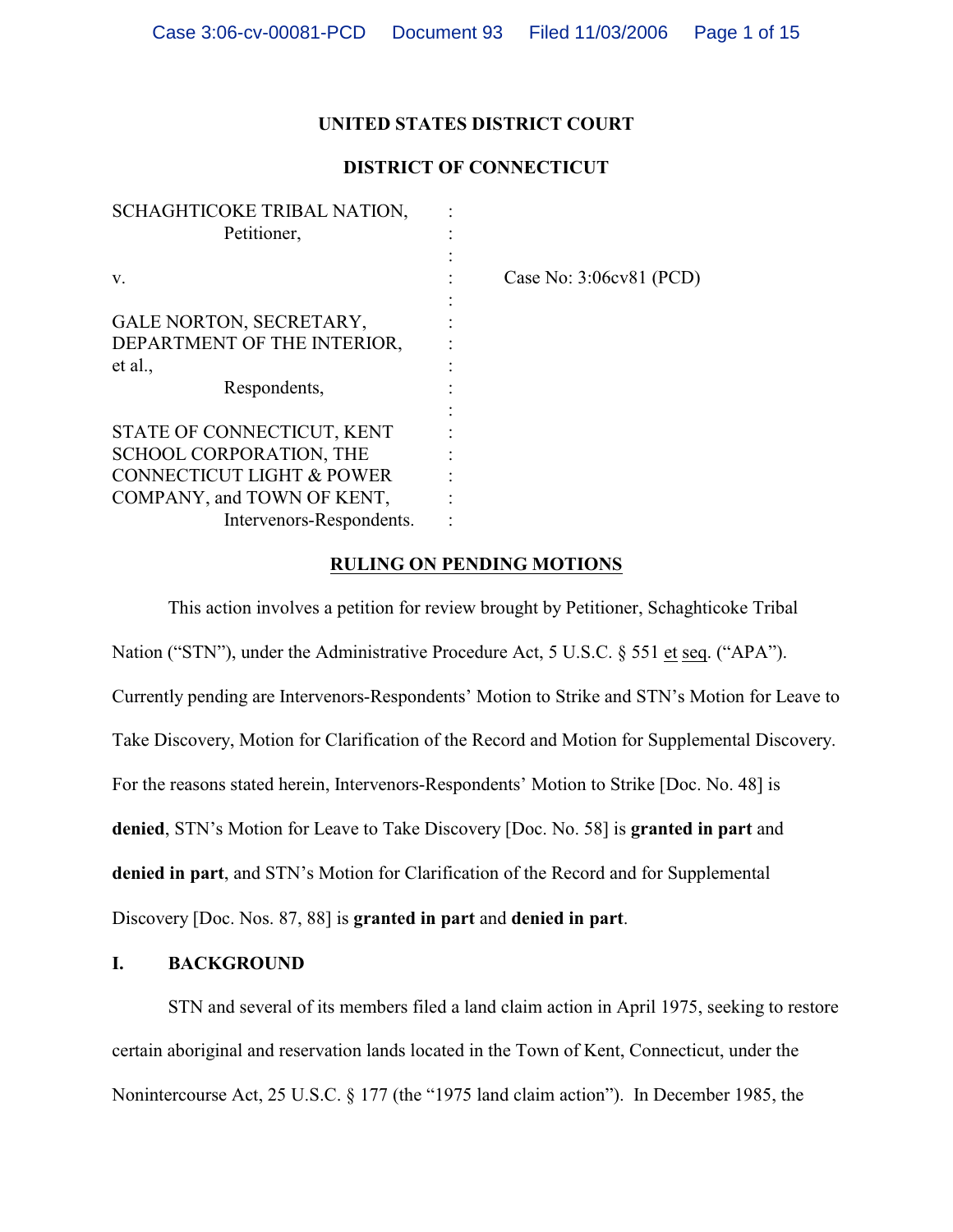**UNITED STATES DISTRICT COURT**

**DISTRICT OF CONNECTICUT**

SCHAGHTICOKE TRIBAL NATION,
Petitioner,

v.

GALE NORTON, SECRETARY, DEPARTMENT OF THE INTERIOR, et al.,
Respondents,

STATE OF CONNECTICUT, KENT SCHOOL CORPORATION, THE CONNECTICUT LIGHT & POWER COMPANY, and TOWN OF KENT,
Intervenors-Respondents.

Case No: 3:06cv81 (PCD)

**RULING ON PENDING MOTIONS**

This action involves a petition for review brought by Petitioner, Schaghticoke Tribal Nation ("STN"), under the Administrative Procedure Act, 5 U.S.C. § 551 et seq. ("APA"). Currently pending are Intervenors-Respondents' Motion to Strike and STN's Motion for Leave to Take Discovery, Motion for Clarification of the Record and Motion for Supplemental Discovery. For the reasons stated herein, Intervenors-Respondents' Motion to Strike [Doc. No. 48] is **denied**, STN's Motion for Leave to Take Discovery [Doc. No. 58] is **granted in part** and **denied in part**, and STN's Motion for Clarification of the Record and for Supplemental Discovery [Doc. Nos. 87, 88] is **granted in part** and **denied in part**.

## I. BACKGROUND

STN and several of its members filed a land claim action in April 1975, seeking to restore certain aboriginal and reservation lands located in the Town of Kent, Connecticut, under the Nonintercourse Act, 25 U.S.C. § 177 (the "1975 land claim action"). In December 1985, the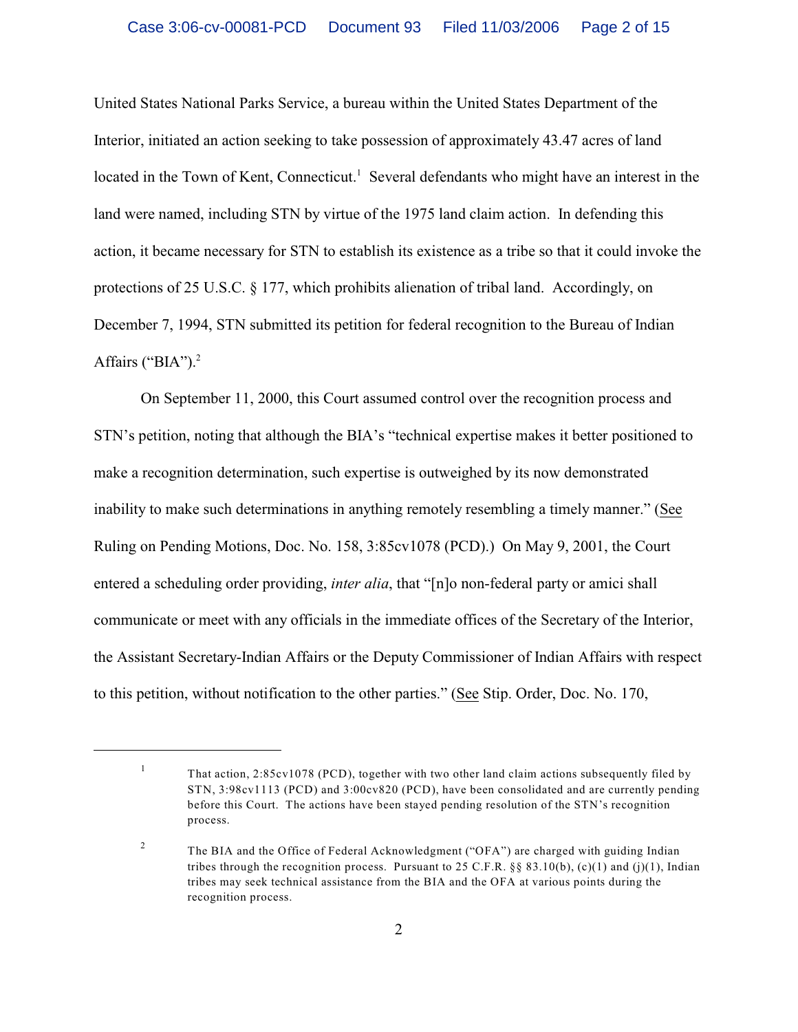United States National Parks Service, a bureau within the United States Department of the Interior, initiated an action seeking to take possession of approximately 43.47 acres of land located in the Town of Kent, Connecticut.[1] Several defendants who might have an interest in the land were named, including STN by virtue of the 1975 land claim action. In defending this action, it became necessary for STN to establish its existence as a tribe so that it could invoke the protections of 25 U.S.C. § 177, which prohibits alienation of tribal land. Accordingly, on December 7, 1994, STN submitted its petition for federal recognition to the Bureau of Indian Affairs ("BIA").[2]

On September 11, 2000, this Court assumed control over the recognition process and STN's petition, noting that although the BIA's "technical expertise makes it better positioned to make a recognition determination, such expertise is outweighed by its now demonstrated inability to make such determinations in anything remotely resembling a timely manner." (See Ruling on Pending Motions, Doc. No. 158, 3:85cv1078 (PCD).) On May 9, 2001, the Court entered a scheduling order providing, *inter alia*, that "[n]o non-federal party or amici shall communicate or meet with any officials in the immediate offices of the Secretary of the Interior, the Assistant Secretary-Indian Affairs or the Deputy Commissioner of Indian Affairs with respect to this petition, without notification to the other parties." (See Stip. Order, Doc. No. 170,

---

[1] That action, 2:85cv1078 (PCD), together with two other land claim actions subsequently filed by STN, 3:98cv1113 (PCD) and 3:00cv820 (PCD), have been consolidated and are currently pending before this Court. The actions have been stayed pending resolution of the STN's recognition process.

[2] The BIA and the Office of Federal Acknowledgment ("OFA") are charged with guiding Indian tribes through the recognition process. Pursuant to 25 C.F.R. §§ 83.10(b), (c)(1) and (j)(1), Indian tribes may seek technical assistance from the BIA and the OFA at various points during the recognition process.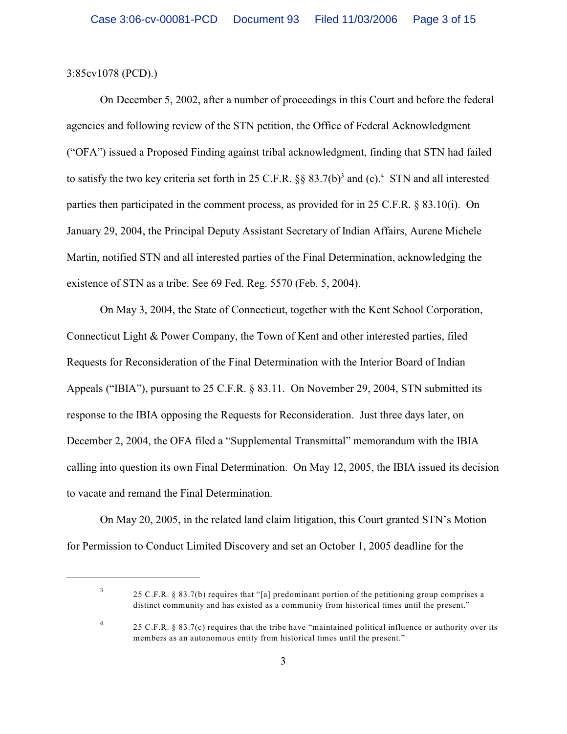3:85cv1078 (PCD).)

On December 5, 2002, after a number of proceedings in this Court and before the federal agencies and following review of the STN petition, the Office of Federal Acknowledgment ("OFA") issued a Proposed Finding against tribal acknowledgment, finding that STN had failed to satisfy the two key criteria set forth in 25 C.F.R. §§ 83.7(b)[3] and (c).[4] STN and all interested parties then participated in the comment process, as provided for in 25 C.F.R. § 83.10(i). On January 29, 2004, the Principal Deputy Assistant Secretary of Indian Affairs, Aurene Michele Martin, notified STN and all interested parties of the Final Determination, acknowledging the existence of STN as a tribe. See 69 Fed. Reg. 5570 (Feb. 5, 2004).

On May 3, 2004, the State of Connecticut, together with the Kent School Corporation, Connecticut Light & Power Company, the Town of Kent and other interested parties, filed Requests for Reconsideration of the Final Determination with the Interior Board of Indian Appeals ("IBIA"), pursuant to 25 C.F.R. § 83.11. On November 29, 2004, STN submitted its response to the IBIA opposing the Requests for Reconsideration. Just three days later, on December 2, 2004, the OFA filed a "Supplemental Transmittal" memorandum with the IBIA calling into question its own Final Determination. On May 12, 2005, the IBIA issued its decision to vacate and remand the Final Determination.

On May 20, 2005, in the related land claim litigation, this Court granted STN's Motion for Permission to Conduct Limited Discovery and set an October 1, 2005 deadline for the

---

[3] 25 C.F.R. § 83.7(b) requires that "[a] predominant portion of the petitioning group comprises a distinct community and has existed as a community from historical times until the present."

[4] 25 C.F.R. § 83.7(c) requires that the tribe have "maintained political influence or authority over its members as an autonomous entity from historical times until the present."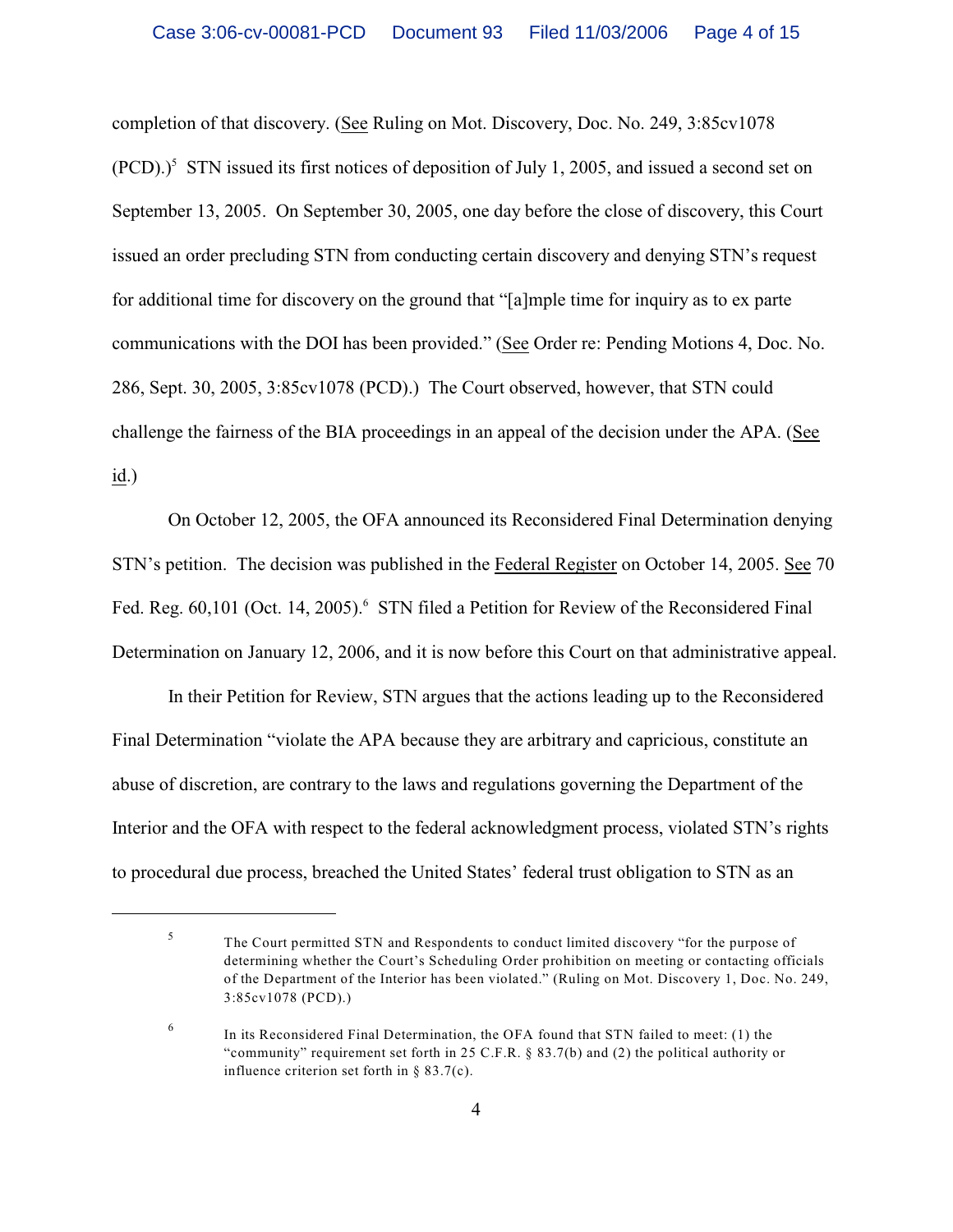completion of that discovery. (See Ruling on Mot. Discovery, Doc. No. 249, 3:85cv1078 (PCD).)[5] STN issued its first notices of deposition of July 1, 2005, and issued a second set on September 13, 2005. On September 30, 2005, one day before the close of discovery, this Court issued an order precluding STN from conducting certain discovery and denying STN's request for additional time for discovery on the ground that "[a]mple time for inquiry as to ex parte communications with the DOI has been provided." (See Order re: Pending Motions 4, Doc. No. 286, Sept. 30, 2005, 3:85cv1078 (PCD).) The Court observed, however, that STN could challenge the fairness of the BIA proceedings in an appeal of the decision under the APA. (See id.)

On October 12, 2005, the OFA announced its Reconsidered Final Determination denying STN's petition. The decision was published in the Federal Register on October 14, 2005. See 70 Fed. Reg. 60,101 (Oct. 14, 2005).[6] STN filed a Petition for Review of the Reconsidered Final Determination on January 12, 2006, and it is now before this Court on that administrative appeal.

In their Petition for Review, STN argues that the actions leading up to the Reconsidered Final Determination "violate the APA because they are arbitrary and capricious, constitute an abuse of discretion, are contrary to the laws and regulations governing the Department of the Interior and the OFA with respect to the federal acknowledgment process, violated STN's rights to procedural due process, breached the United States' federal trust obligation to STN as an

---

[5] The Court permitted STN and Respondents to conduct limited discovery "for the purpose of determining whether the Court's Scheduling Order prohibition on meeting or contacting officials of the Department of the Interior has been violated." (Ruling on Mot. Discovery 1, Doc. No. 249, 3:85cv1078 (PCD).)

[6] In its Reconsidered Final Determination, the OFA found that STN failed to meet: (1) the "community" requirement set forth in 25 C.F.R. § 83.7(b) and (2) the political authority or influence criterion set forth in § 83.7(c).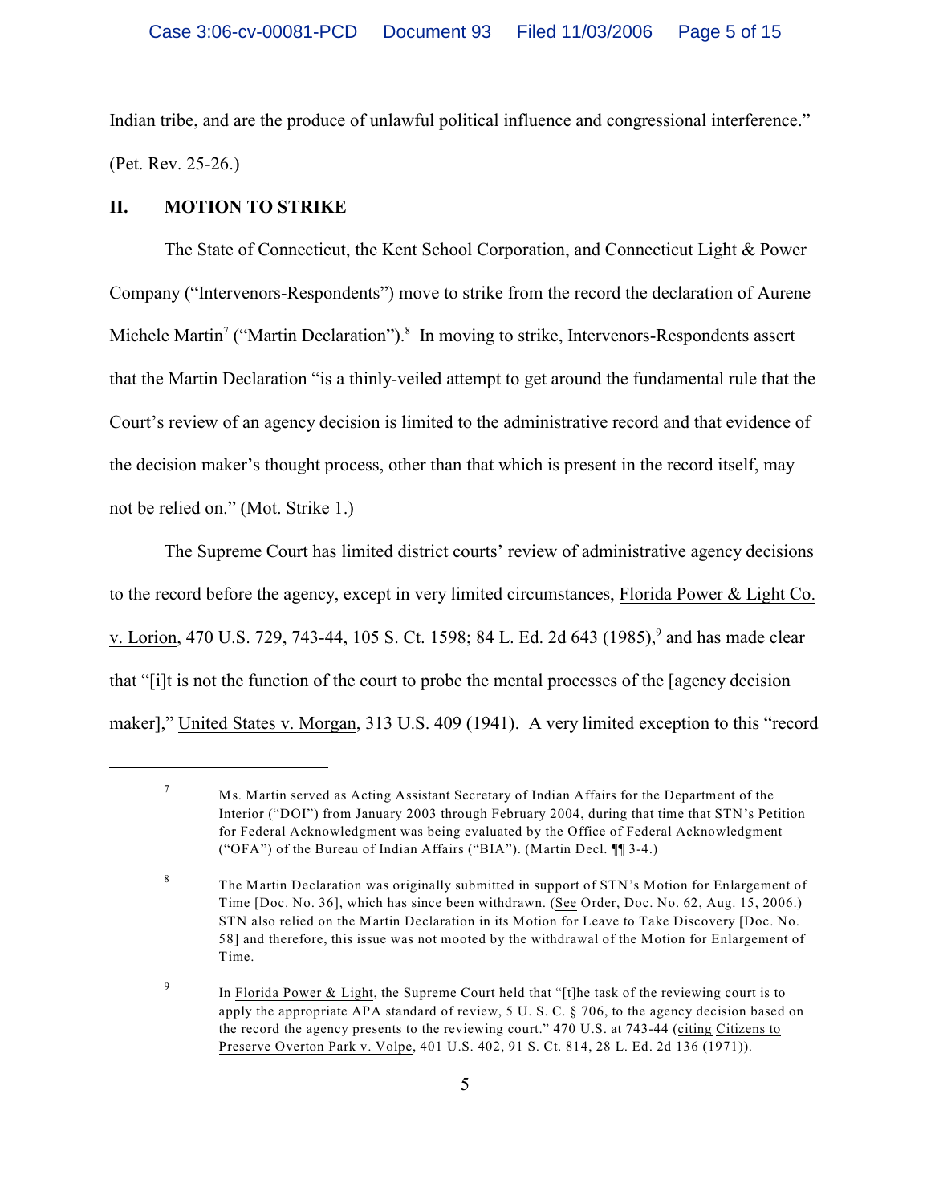Indian tribe, and are the produce of unlawful political influence and congressional interference." (Pet. Rev. 25-26.)

## II. MOTION TO STRIKE

The State of Connecticut, the Kent School Corporation, and Connecticut Light & Power Company ("Intervenors-Respondents") move to strike from the record the declaration of Aurene Michele Martin[7] ("Martin Declaration").[8] In moving to strike, Intervenors-Respondents assert that the Martin Declaration "is a thinly-veiled attempt to get around the fundamental rule that the Court's review of an agency decision is limited to the administrative record and that evidence of the decision maker's thought process, other than that which is present in the record itself, may not be relied on." (Mot. Strike 1.)

The Supreme Court has limited district courts' review of administrative agency decisions to the record before the agency, except in very limited circumstances, Florida Power & Light Co. v. Lorion, 470 U.S. 729, 743-44, 105 S. Ct. 1598; 84 L. Ed. 2d 643 (1985),[9] and has made clear that "[i]t is not the function of the court to probe the mental processes of the [agency decision maker]," United States v. Morgan, 313 U.S. 409 (1941). A very limited exception to this "record

---

[7] Ms. Martin served as Acting Assistant Secretary of Indian Affairs for the Department of the Interior ("DOI") from January 2003 through February 2004, during that time that STN's Petition for Federal Acknowledgment was being evaluated by the Office of Federal Acknowledgment ("OFA") of the Bureau of Indian Affairs ("BIA"). (Martin Decl. ¶¶ 3-4.)

[8] The Martin Declaration was originally submitted in support of STN's Motion for Enlargement of Time [Doc. No. 36], which has since been withdrawn. (See Order, Doc. No. 62, Aug. 15, 2006.) STN also relied on the Martin Declaration in its Motion for Leave to Take Discovery [Doc. No. 58] and therefore, this issue was not mooted by the withdrawal of the Motion for Enlargement of Time.

[9] In Florida Power & Light, the Supreme Court held that "[t]he task of the reviewing court is to apply the appropriate APA standard of review, 5 U. S. C. § 706, to the agency decision based on the record the agency presents to the reviewing court." 470 U.S. at 743-44 (citing Citizens to Preserve Overton Park v. Volpe, 401 U.S. 402, 91 S. Ct. 814, 28 L. Ed. 2d 136 (1971)).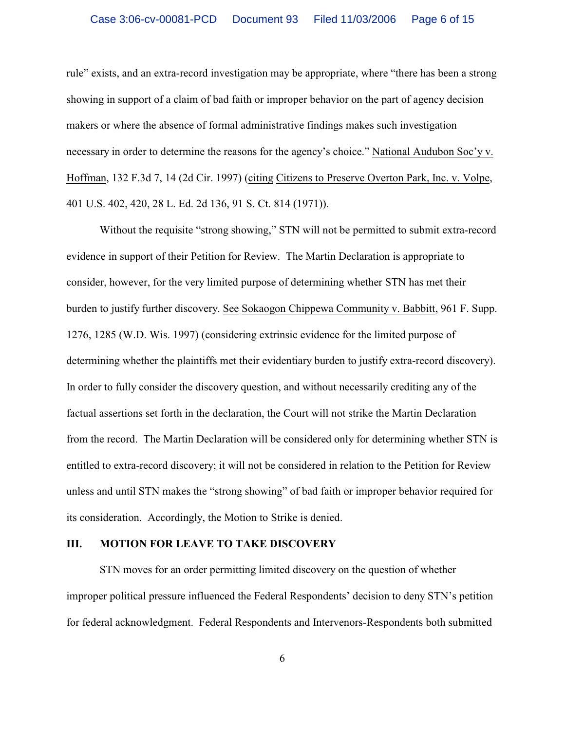rule" exists, and an extra-record investigation may be appropriate, where "there has been a strong showing in support of a claim of bad faith or improper behavior on the part of agency decision makers or where the absence of formal administrative findings makes such investigation necessary in order to determine the reasons for the agency's choice." National Audubon Soc'y v. Hoffman, 132 F.3d 7, 14 (2d Cir. 1997) (citing Citizens to Preserve Overton Park, Inc. v. Volpe, 401 U.S. 402, 420, 28 L. Ed. 2d 136, 91 S. Ct. 814 (1971)).

Without the requisite "strong showing," STN will not be permitted to submit extra-record evidence in support of their Petition for Review. The Martin Declaration is appropriate to consider, however, for the very limited purpose of determining whether STN has met their burden to justify further discovery. See Sokaogon Chippewa Community v. Babbitt, 961 F. Supp. 1276, 1285 (W.D. Wis. 1997) (considering extrinsic evidence for the limited purpose of determining whether the plaintiffs met their evidentiary burden to justify extra-record discovery). In order to fully consider the discovery question, and without necessarily crediting any of the factual assertions set forth in the declaration, the Court will not strike the Martin Declaration from the record. The Martin Declaration will be considered only for determining whether STN is entitled to extra-record discovery; it will not be considered in relation to the Petition for Review unless and until STN makes the "strong showing" of bad faith or improper behavior required for its consideration. Accordingly, the Motion to Strike is denied.

## III. MOTION FOR LEAVE TO TAKE DISCOVERY

STN moves for an order permitting limited discovery on the question of whether improper political pressure influenced the Federal Respondents' decision to deny STN's petition for federal acknowledgment. Federal Respondents and Intervenors-Respondents both submitted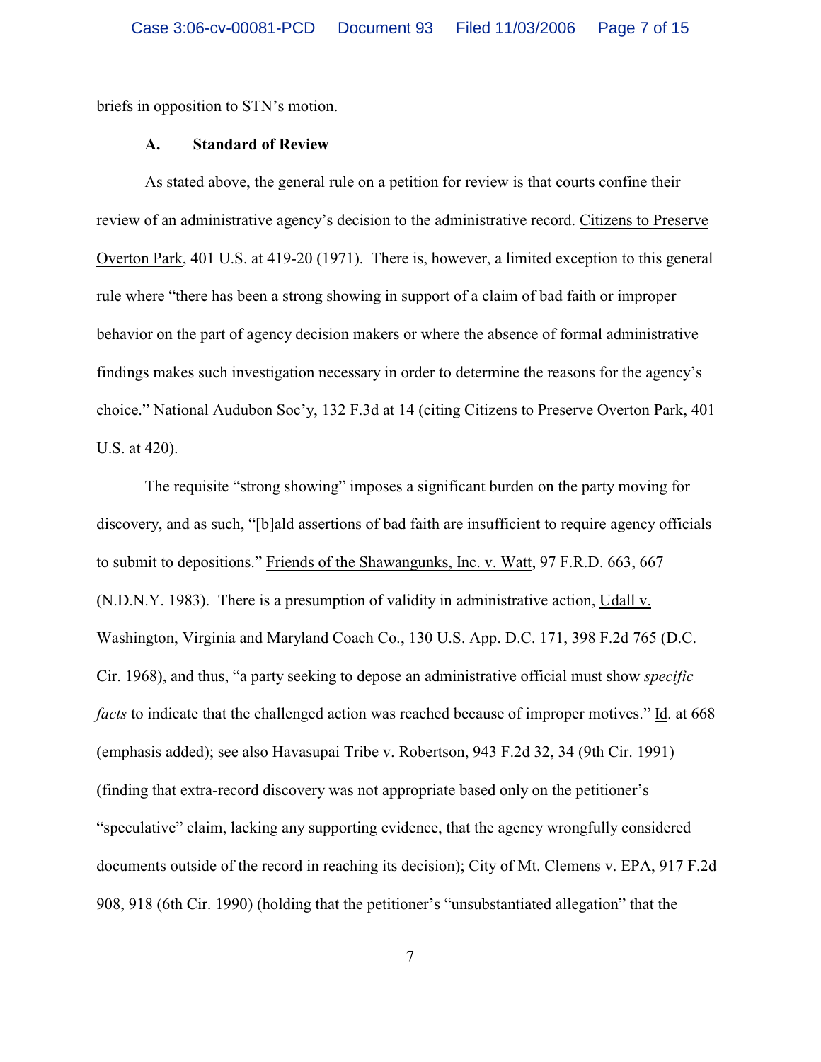briefs in opposition to STN's motion.

### A. Standard of Review

As stated above, the general rule on a petition for review is that courts confine their review of an administrative agency's decision to the administrative record. Citizens to Preserve Overton Park, 401 U.S. at 419-20 (1971). There is, however, a limited exception to this general rule where "there has been a strong showing in support of a claim of bad faith or improper behavior on the part of agency decision makers or where the absence of formal administrative findings makes such investigation necessary in order to determine the reasons for the agency's choice." National Audubon Soc'y, 132 F.3d at 14 (citing Citizens to Preserve Overton Park, 401 U.S. at 420).

The requisite "strong showing" imposes a significant burden on the party moving for discovery, and as such, "[b]ald assertions of bad faith are insufficient to require agency officials to submit to depositions." Friends of the Shawangunks, Inc. v. Watt, 97 F.R.D. 663, 667 (N.D.N.Y. 1983). There is a presumption of validity in administrative action, Udall v. Washington, Virginia and Maryland Coach Co., 130 U.S. App. D.C. 171, 398 F.2d 765 (D.C. Cir. 1968), and thus, "a party seeking to depose an administrative official must show *specific facts* to indicate that the challenged action was reached because of improper motives." Id. at 668 (emphasis added); see also Havasupai Tribe v. Robertson, 943 F.2d 32, 34 (9th Cir. 1991) (finding that extra-record discovery was not appropriate based only on the petitioner's "speculative" claim, lacking any supporting evidence, that the agency wrongfully considered documents outside of the record in reaching its decision); City of Mt. Clemens v. EPA, 917 F.2d 908, 918 (6th Cir. 1990) (holding that the petitioner's "unsubstantiated allegation" that the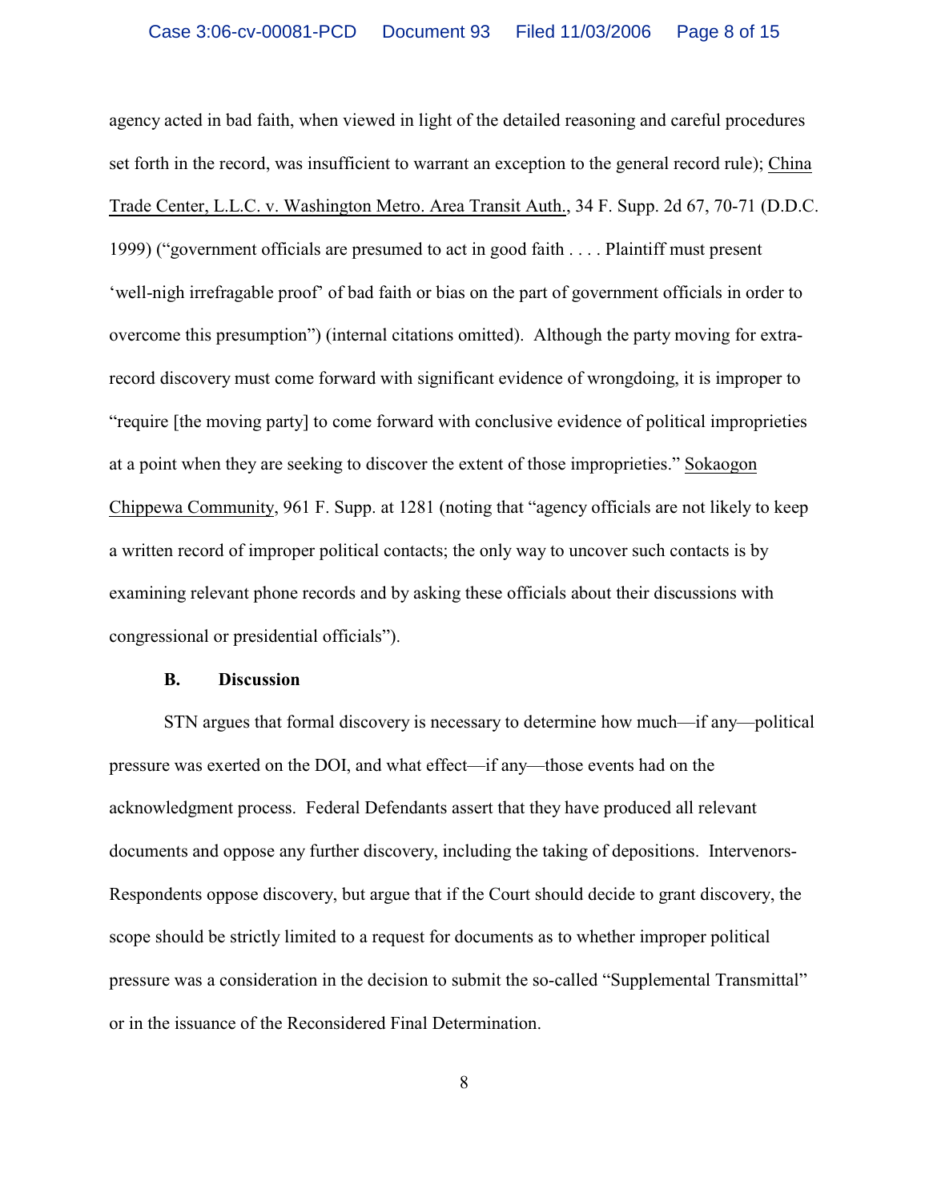agency acted in bad faith, when viewed in light of the detailed reasoning and careful procedures set forth in the record, was insufficient to warrant an exception to the general record rule); China Trade Center, L.L.C. v. Washington Metro. Area Transit Auth., 34 F. Supp. 2d 67, 70-71 (D.D.C. 1999) ("government officials are presumed to act in good faith . . . . Plaintiff must present 'well-nigh irrefragable proof' of bad faith or bias on the part of government officials in order to overcome this presumption") (internal citations omitted). Although the party moving for extra-record discovery must come forward with significant evidence of wrongdoing, it is improper to "require [the moving party] to come forward with conclusive evidence of political improprieties at a point when they are seeking to discover the extent of those improprieties." Sokaogon Chippewa Community, 961 F. Supp. at 1281 (noting that "agency officials are not likely to keep a written record of improper political contacts; the only way to uncover such contacts is by examining relevant phone records and by asking these officials about their discussions with congressional or presidential officials").

**B. Discussion**

STN argues that formal discovery is necessary to determine how much—if any—political pressure was exerted on the DOI, and what effect—if any—those events had on the acknowledgment process. Federal Defendants assert that they have produced all relevant documents and oppose any further discovery, including the taking of depositions. Intervenors-Respondents oppose discovery, but argue that if the Court should decide to grant discovery, the scope should be strictly limited to a request for documents as to whether improper political pressure was a consideration in the decision to submit the so-called "Supplemental Transmittal" or in the issuance of the Reconsidered Final Determination.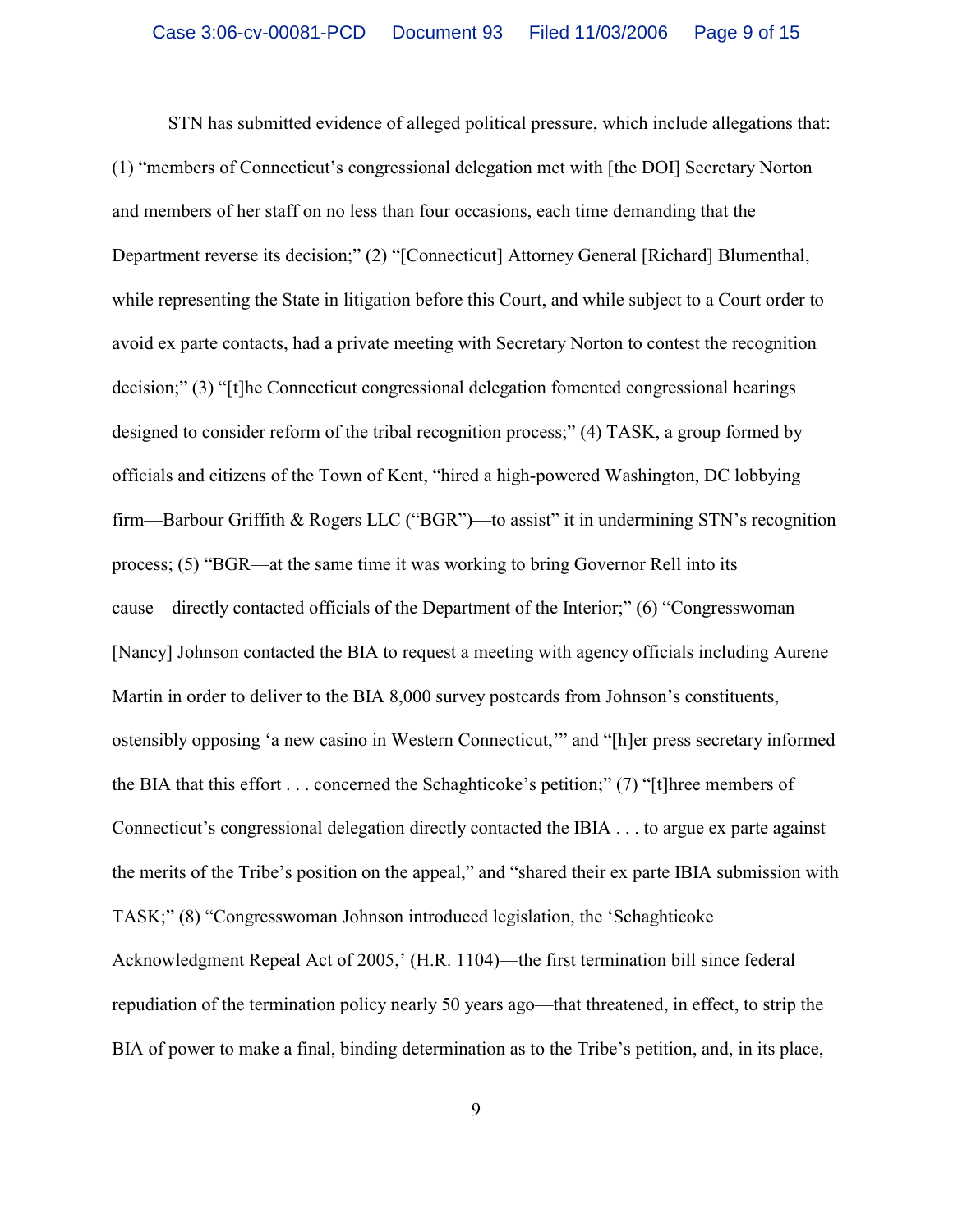STN has submitted evidence of alleged political pressure, which include allegations that: (1) "members of Connecticut's congressional delegation met with [the DOI] Secretary Norton and members of her staff on no less than four occasions, each time demanding that the Department reverse its decision;" (2) "[Connecticut] Attorney General [Richard] Blumenthal, while representing the State in litigation before this Court, and while subject to a Court order to avoid ex parte contacts, had a private meeting with Secretary Norton to contest the recognition decision;" (3) "[t]he Connecticut congressional delegation fomented congressional hearings designed to consider reform of the tribal recognition process;" (4) TASK, a group formed by officials and citizens of the Town of Kent, "hired a high-powered Washington, DC lobbying firm—Barbour Griffith & Rogers LLC ("BGR")—to assist" it in undermining STN's recognition process; (5) "BGR—at the same time it was working to bring Governor Rell into its cause—directly contacted officials of the Department of the Interior;" (6) "Congresswoman [Nancy] Johnson contacted the BIA to request a meeting with agency officials including Aurene Martin in order to deliver to the BIA 8,000 survey postcards from Johnson's constituents, ostensibly opposing 'a new casino in Western Connecticut,'" and "[h]er press secretary informed the BIA that this effort . . . concerned the Schaghticoke's petition;" (7) "[t]hree members of Connecticut's congressional delegation directly contacted the IBIA . . . to argue ex parte against the merits of the Tribe's position on the appeal," and "shared their ex parte IBIA submission with TASK;" (8) "Congresswoman Johnson introduced legislation, the 'Schaghticoke Acknowledgment Repeal Act of 2005,' (H.R. 1104)—the first termination bill since federal repudiation of the termination policy nearly 50 years ago—that threatened, in effect, to strip the BIA of power to make a final, binding determination as to the Tribe's petition, and, in its place,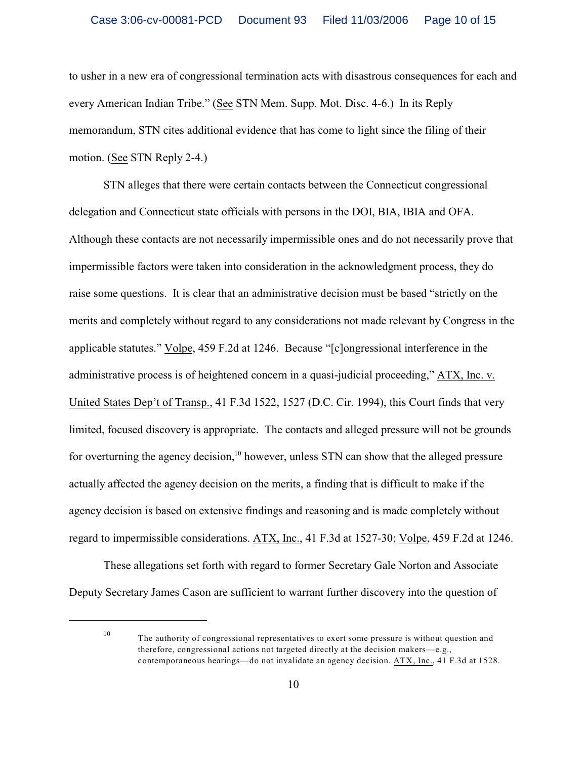to usher in a new era of congressional termination acts with disastrous consequences for each and every American Indian Tribe." (See STN Mem. Supp. Mot. Disc. 4-6.) In its Reply memorandum, STN cites additional evidence that has come to light since the filing of their motion. (See STN Reply 2-4.)

STN alleges that there were certain contacts between the Connecticut congressional delegation and Connecticut state officials with persons in the DOI, BIA, IBIA and OFA. Although these contacts are not necessarily impermissible ones and do not necessarily prove that impermissible factors were taken into consideration in the acknowledgment process, they do raise some questions. It is clear that an administrative decision must be based "strictly on the merits and completely without regard to any considerations not made relevant by Congress in the applicable statutes." Volpe, 459 F.2d at 1246. Because "[c]ongressional interference in the administrative process is of heightened concern in a quasi-judicial proceeding," ATX, Inc. v. United States Dep't of Transp., 41 F.3d 1522, 1527 (D.C. Cir. 1994), this Court finds that very limited, focused discovery is appropriate. The contacts and alleged pressure will not be grounds for overturning the agency decision,[10] however, unless STN can show that the alleged pressure actually affected the agency decision on the merits, a finding that is difficult to make if the agency decision is based on extensive findings and reasoning and is made completely without regard to impermissible considerations. ATX, Inc., 41 F.3d at 1527-30; Volpe, 459 F.2d at 1246.

These allegations set forth with regard to former Secretary Gale Norton and Associate Deputy Secretary James Cason are sufficient to warrant further discovery into the question of

[10] The authority of congressional representatives to exert some pressure is without question and therefore, congressional actions not targeted directly at the decision makers—e.g., contemporaneous hearings—do not invalidate an agency decision. ATX, Inc., 41 F.3d at 1528.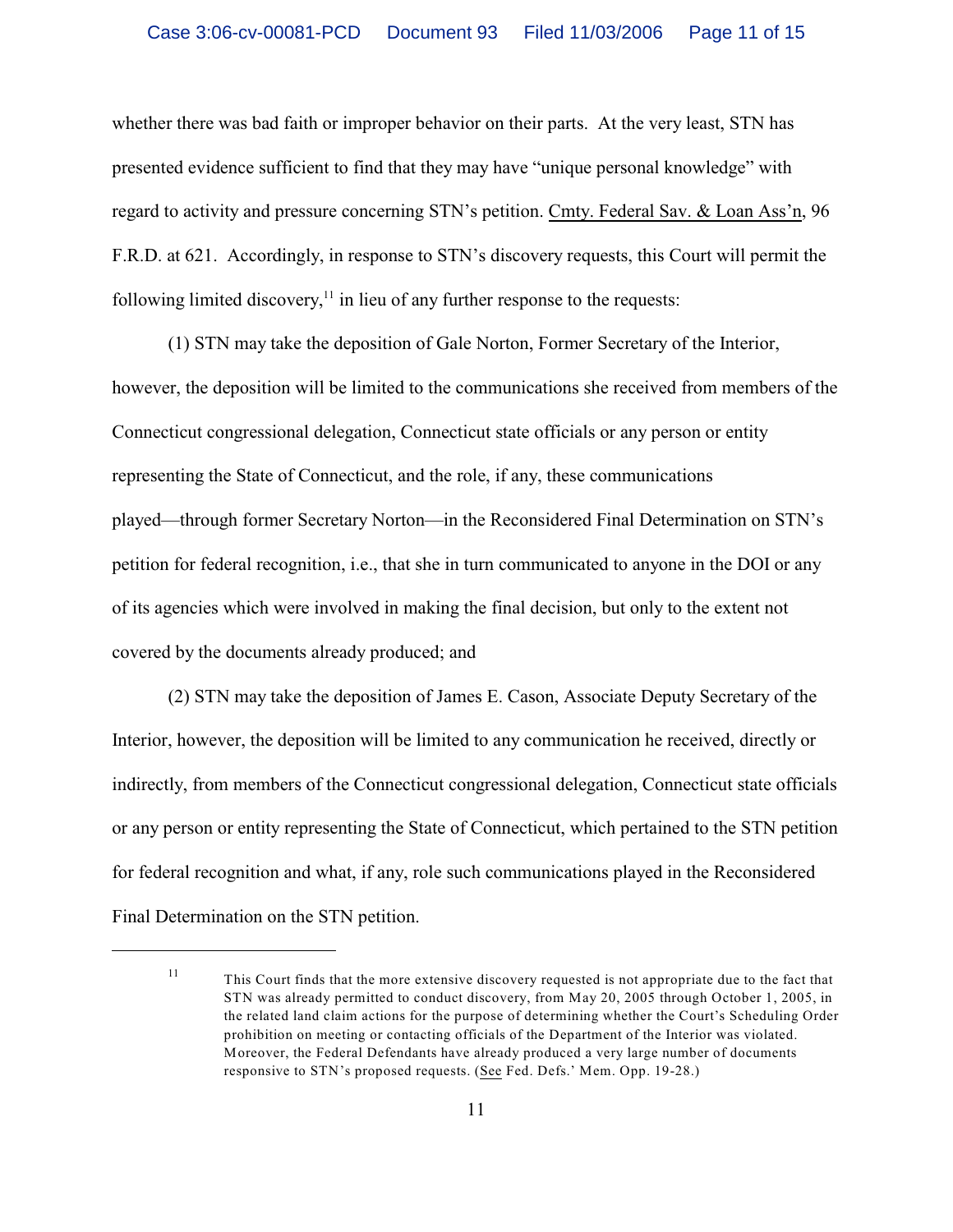whether there was bad faith or improper behavior on their parts. At the very least, STN has presented evidence sufficient to find that they may have "unique personal knowledge" with regard to activity and pressure concerning STN's petition. Cmty. Federal Sav. & Loan Ass'n, 96 F.R.D. at 621. Accordingly, in response to STN's discovery requests, this Court will permit the following limited discovery,[11] in lieu of any further response to the requests:

(1) STN may take the deposition of Gale Norton, Former Secretary of the Interior, however, the deposition will be limited to the communications she received from members of the Connecticut congressional delegation, Connecticut state officials or any person or entity representing the State of Connecticut, and the role, if any, these communications played—through former Secretary Norton—in the Reconsidered Final Determination on STN's petition for federal recognition, i.e., that she in turn communicated to anyone in the DOI or any of its agencies which were involved in making the final decision, but only to the extent not covered by the documents already produced; and

(2) STN may take the deposition of James E. Cason, Associate Deputy Secretary of the Interior, however, the deposition will be limited to any communication he received, directly or indirectly, from members of the Connecticut congressional delegation, Connecticut state officials or any person or entity representing the State of Connecticut, which pertained to the STN petition for federal recognition and what, if any, role such communications played in the Reconsidered Final Determination on the STN petition.

---

[11] This Court finds that the more extensive discovery requested is not appropriate due to the fact that STN was already permitted to conduct discovery, from May 20, 2005 through October 1, 2005, in the related land claim actions for the purpose of determining whether the Court's Scheduling Order prohibition on meeting or contacting officials of the Department of the Interior was violated. Moreover, the Federal Defendants have already produced a very large number of documents responsive to STN's proposed requests. (See Fed. Defs.' Mem. Opp. 19-28.)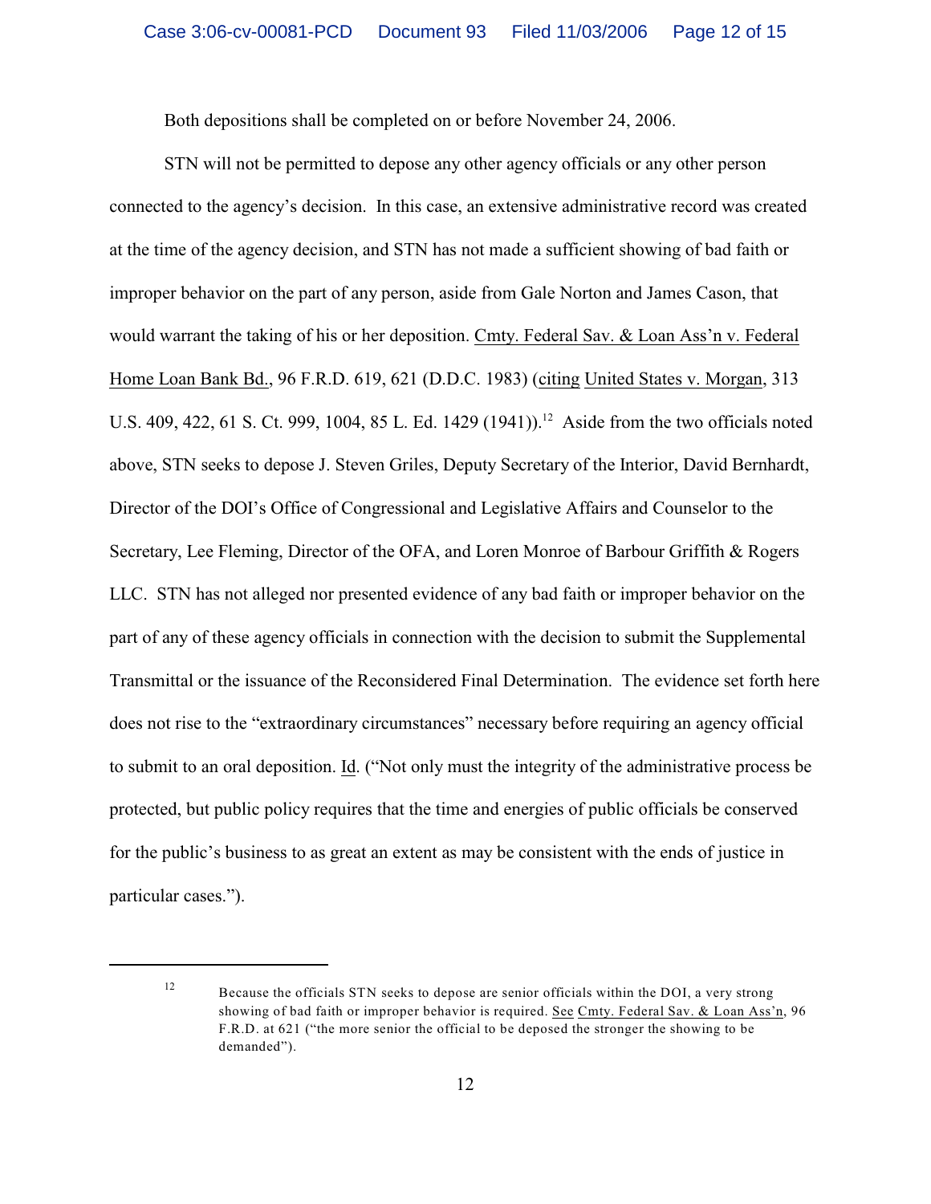Both depositions shall be completed on or before November 24, 2006.

STN will not be permitted to depose any other agency officials or any other person connected to the agency's decision. In this case, an extensive administrative record was created at the time of the agency decision, and STN has not made a sufficient showing of bad faith or improper behavior on the part of any person, aside from Gale Norton and James Cason, that would warrant the taking of his or her deposition. Cmty. Federal Sav. & Loan Ass'n v. Federal Home Loan Bank Bd., 96 F.R.D. 619, 621 (D.D.C. 1983) (citing United States v. Morgan, 313 U.S. 409, 422, 61 S. Ct. 999, 1004, 85 L. Ed. 1429 (1941)).[12] Aside from the two officials noted above, STN seeks to depose J. Steven Griles, Deputy Secretary of the Interior, David Bernhardt, Director of the DOI's Office of Congressional and Legislative Affairs and Counselor to the Secretary, Lee Fleming, Director of the OFA, and Loren Monroe of Barbour Griffith & Rogers LLC. STN has not alleged nor presented evidence of any bad faith or improper behavior on the part of any of these agency officials in connection with the decision to submit the Supplemental Transmittal or the issuance of the Reconsidered Final Determination. The evidence set forth here does not rise to the "extraordinary circumstances" necessary before requiring an agency official to submit to an oral deposition. Id. ("Not only must the integrity of the administrative process be protected, but public policy requires that the time and energies of public officials be conserved for the public's business to as great an extent as may be consistent with the ends of justice in particular cases.").

---

[12] Because the officials STN seeks to depose are senior officials within the DOI, a very strong showing of bad faith or improper behavior is required. See Cmty. Federal Sav. & Loan Ass'n, 96 F.R.D. at 621 ("the more senior the official to be deposed the stronger the showing to be demanded").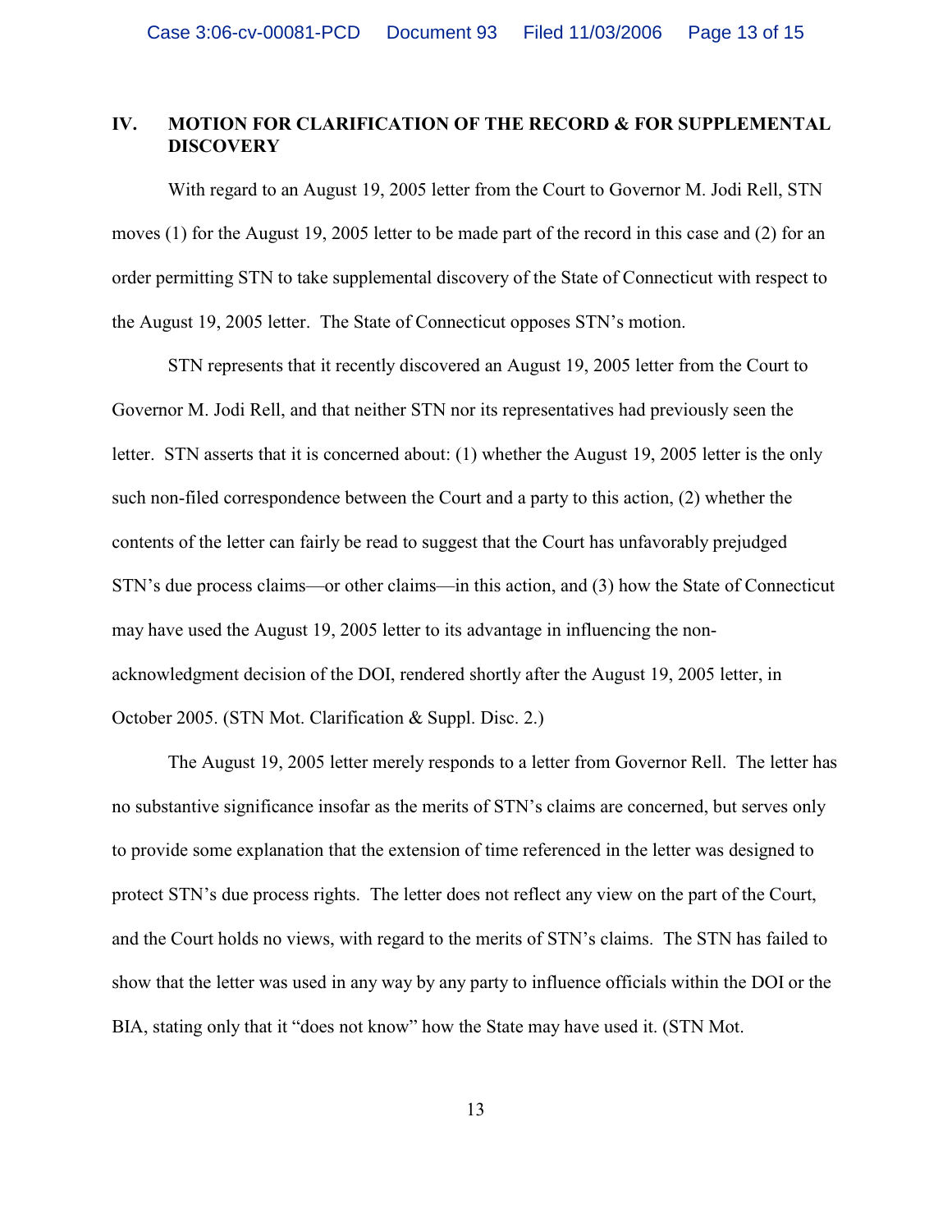## IV. MOTION FOR CLARIFICATION OF THE RECORD & FOR SUPPLEMENTAL DISCOVERY

With regard to an August 19, 2005 letter from the Court to Governor M. Jodi Rell, STN moves (1) for the August 19, 2005 letter to be made part of the record in this case and (2) for an order permitting STN to take supplemental discovery of the State of Connecticut with respect to the August 19, 2005 letter. The State of Connecticut opposes STN's motion.

STN represents that it recently discovered an August 19, 2005 letter from the Court to Governor M. Jodi Rell, and that neither STN nor its representatives had previously seen the letter. STN asserts that it is concerned about: (1) whether the August 19, 2005 letter is the only such non-filed correspondence between the Court and a party to this action, (2) whether the contents of the letter can fairly be read to suggest that the Court has unfavorably prejudged STN's due process claims—or other claims—in this action, and (3) how the State of Connecticut may have used the August 19, 2005 letter to its advantage in influencing the non-acknowledgment decision of the DOI, rendered shortly after the August 19, 2005 letter, in October 2005. (STN Mot. Clarification & Suppl. Disc. 2.)

The August 19, 2005 letter merely responds to a letter from Governor Rell. The letter has no substantive significance insofar as the merits of STN's claims are concerned, but serves only to provide some explanation that the extension of time referenced in the letter was designed to protect STN's due process rights. The letter does not reflect any view on the part of the Court, and the Court holds no views, with regard to the merits of STN's claims. The STN has failed to show that the letter was used in any way by any party to influence officials within the DOI or the BIA, stating only that it "does not know" how the State may have used it. (STN Mot.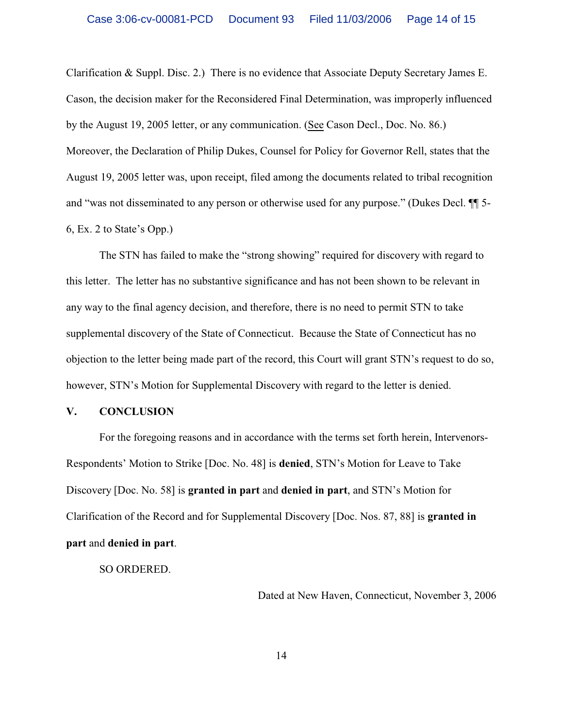Clarification & Suppl. Disc. 2.) There is no evidence that Associate Deputy Secretary James E. Cason, the decision maker for the Reconsidered Final Determination, was improperly influenced by the August 19, 2005 letter, or any communication. (See Cason Decl., Doc. No. 86.) Moreover, the Declaration of Philip Dukes, Counsel for Policy for Governor Rell, states that the August 19, 2005 letter was, upon receipt, filed among the documents related to tribal recognition and "was not disseminated to any person or otherwise used for any purpose." (Dukes Decl. ¶¶ 5-6, Ex. 2 to State's Opp.)

The STN has failed to make the "strong showing" required for discovery with regard to this letter. The letter has no substantive significance and has not been shown to be relevant in any way to the final agency decision, and therefore, there is no need to permit STN to take supplemental discovery of the State of Connecticut. Because the State of Connecticut has no objection to the letter being made part of the record, this Court will grant STN's request to do so, however, STN's Motion for Supplemental Discovery with regard to the letter is denied.

## V. CONCLUSION

For the foregoing reasons and in accordance with the terms set forth herein, Intervenors-Respondents' Motion to Strike [Doc. No. 48] is **denied**, STN's Motion for Leave to Take Discovery [Doc. No. 58] is **granted in part** and **denied in part**, and STN's Motion for Clarification of the Record and for Supplemental Discovery [Doc. Nos. 87, 88] is **granted in part** and **denied in part**.

SO ORDERED.

Dated at New Haven, Connecticut, November 3, 2006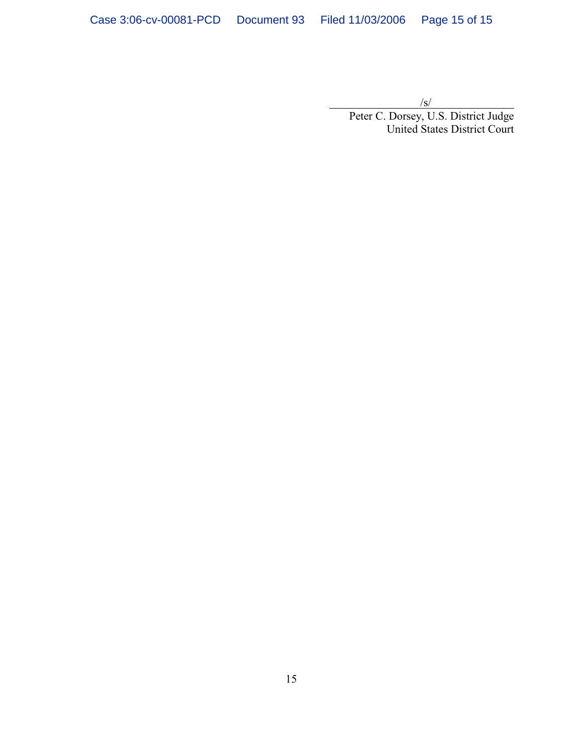/s/

Peter C. Dorsey, U.S. District Judge
United States District Court